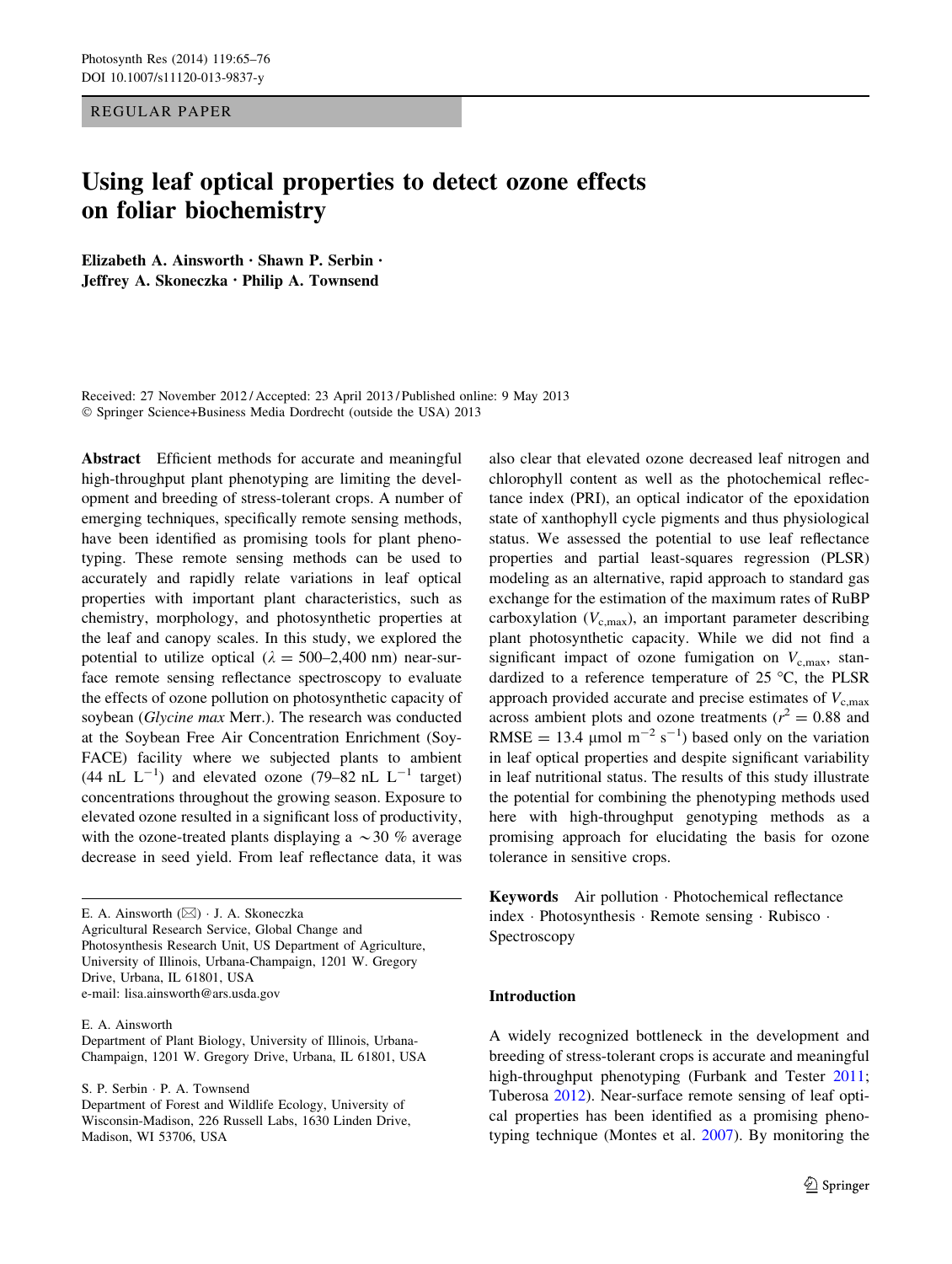REGULAR PAPER

# Using leaf optical properties to detect ozone effects on foliar biochemistry

**Elizabeth A. Ainsworth · Shawn P. Serbin · Jeffrey A. Skoneczka · Philip A. Townsend**

Received: 27 November 2012 / Accepted: 23 April 2013 / Published online: 9 May 2013
© Springer Science+Business Media Dordrecht (outside the USA) 2013

**Abstract** Efficient methods for accurate and meaningful high-throughput plant phenotyping are limiting the development and breeding of stress-tolerant crops. A number of emerging techniques, specifically remote sensing methods, have been identified as promising tools for plant phenotyping. These remote sensing methods can be used to accurately and rapidly relate variations in leaf optical properties with important plant characteristics, such as chemistry, morphology, and photosynthetic properties at the leaf and canopy scales. In this study, we explored the potential to utilize optical ($\lambda$ = 500–2,400 nm) near-surface remote sensing reflectance spectroscopy to evaluate the effects of ozone pollution on photosynthetic capacity of soybean (*Glycine max* Merr.). The research was conducted at the Soybean Free Air Concentration Enrichment (SoyFACE) facility where we subjected plants to ambient (44 nL $L^{-1}$) and elevated ozone (79–82 nL $L^{-1}$ target) concentrations throughout the growing season. Exposure to elevated ozone resulted in a significant loss of productivity, with the ozone-treated plants displaying a ~30 % average decrease in seed yield. From leaf reflectance data, it was also clear that elevated ozone decreased leaf nitrogen and chlorophyll content as well as the photochemical reflectance index (PRI), an optical indicator of the epoxidation state of xanthophyll cycle pigments and thus physiological status. We assessed the potential to use leaf reflectance properties and partial least-squares regression (PLSR) modeling as an alternative, rapid approach to standard gas exchange for the estimation of the maximum rates of RuBP carboxylation ($V_{c,max}$), an important parameter describing plant photosynthetic capacity. While we did not find a significant impact of ozone fumigation on $V_{c,max}$, standardized to a reference temperature of 25 °C, the PLSR approach provided accurate and precise estimates of $V_{c,max}$ across ambient plots and ozone treatments ($r^2$ = 0.88 and RMSE = 13.4 µmol $m^{-2}$ $s^{-1}$) based only on the variation in leaf optical properties and despite significant variability in leaf nutritional status. The results of this study illustrate the potential for combining the phenotyping methods used here with high-throughput genotyping methods as a promising approach for elucidating the basis for ozone tolerance in sensitive crops.

**Keywords** Air pollution · Photochemical reflectance index · Photosynthesis · Remote sensing · Rubisco · Spectroscopy

E. A. Ainsworth (✉) · J. A. Skoneczka
Agricultural Research Service, Global Change and Photosynthesis Research Unit, US Department of Agriculture, University of Illinois, Urbana-Champaign, 1201 W. Gregory Drive, Urbana, IL 61801, USA
e-mail: lisa.ainsworth@ars.usda.gov

E. A. Ainsworth
Department of Plant Biology, University of Illinois, Urbana-Champaign, 1201 W. Gregory Drive, Urbana, IL 61801, USA

S. P. Serbin · P. A. Townsend
Department of Forest and Wildlife Ecology, University of Wisconsin-Madison, 226 Russell Labs, 1630 Linden Drive, Madison, WI 53706, USA

## Introduction

A widely recognized bottleneck in the development and breeding of stress-tolerant crops is accurate and meaningful high-throughput phenotyping (Furbank and Tester 2011; Tuberosa 2012). Near-surface remote sensing of leaf optical properties has been identified as a promising phenotyping technique (Montes et al. 2007). By monitoring the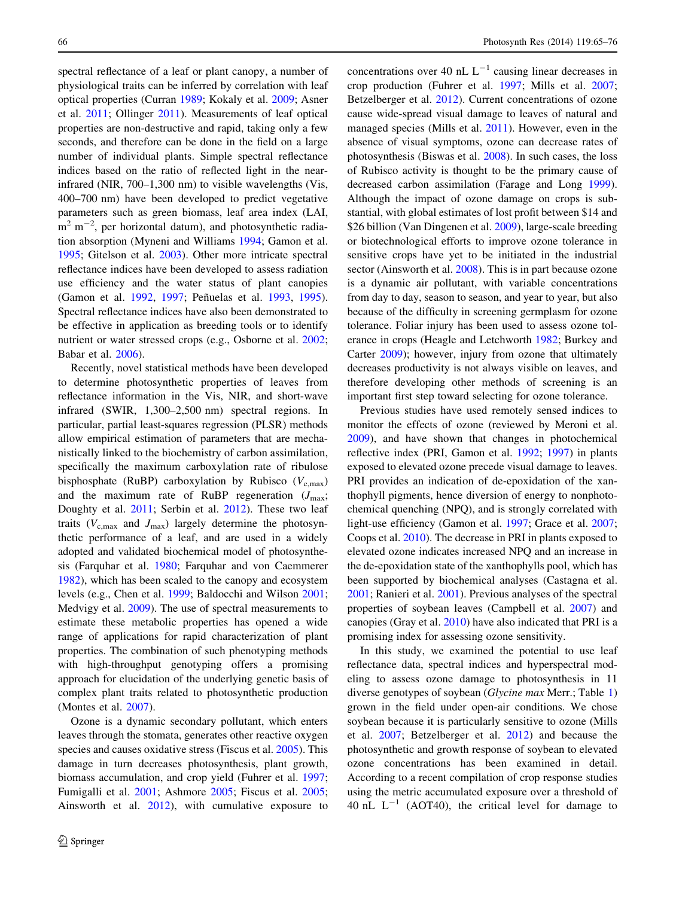spectral reflectance of a leaf or plant canopy, a number of physiological traits can be inferred by correlation with leaf optical properties (Curran 1989; Kokaly et al. 2009; Asner et al. 2011; Ollinger 2011). Measurements of leaf optical properties are non-destructive and rapid, taking only a few seconds, and therefore can be done in the field on a large number of individual plants. Simple spectral reflectance indices based on the ratio of reflected light in the near-infrared (NIR, 700–1,300 nm) to visible wavelengths (Vis, 400–700 nm) have been developed to predict vegetative parameters such as green biomass, leaf area index (LAI, $m^2$ $m^{-2}$, per horizontal datum), and photosynthetic radiation absorption (Myneni and Williams 1994; Gamon et al. 1995; Gitelson et al. 2003). Other more intricate spectral reflectance indices have been developed to assess radiation use efficiency and the water status of plant canopies (Gamon et al. 1992, 1997; Peñuelas et al. 1993, 1995). Spectral reflectance indices have also been demonstrated to be effective in application as breeding tools or to identify nutrient or water stressed crops (e.g., Osborne et al. 2002; Babar et al. 2006).

Recently, novel statistical methods have been developed to determine photosynthetic properties of leaves from reflectance information in the Vis, NIR, and short-wave infrared (SWIR, 1,300–2,500 nm) spectral regions. In particular, partial least-squares regression (PLSR) methods allow empirical estimation of parameters that are mechanistically linked to the biochemistry of carbon assimilation, specifically the maximum carboxylation rate of ribulose bisphosphate (RuBP) carboxylation by Rubisco ($V_{c,max}$) and the maximum rate of RuBP regeneration ($J_{max}$; Doughty et al. 2011; Serbin et al. 2012). These two leaf traits ($V_{c,max}$ and $J_{max}$) largely determine the photosynthetic performance of a leaf, and are used in a widely adopted and validated biochemical model of photosynthesis (Farquhar et al. 1980; Farquhar and von Caemmerer 1982), which has been scaled to the canopy and ecosystem levels (e.g., Chen et al. 1999; Baldocchi and Wilson 2001; Medvigy et al. 2009). The use of spectral measurements to estimate these metabolic properties has opened a wide range of applications for rapid characterization of plant properties. The combination of such phenotyping methods with high-throughput genotyping offers a promising approach for elucidation of the underlying genetic basis of complex plant traits related to photosynthetic production (Montes et al. 2007).

Ozone is a dynamic secondary pollutant, which enters leaves through the stomata, generates other reactive oxygen species and causes oxidative stress (Fiscus et al. 2005). This damage in turn decreases photosynthesis, plant growth, biomass accumulation, and crop yield (Fuhrer et al. 1997; Fumigalli et al. 2001; Ashmore 2005; Fiscus et al. 2005; Ainsworth et al. 2012), with cumulative exposure to concentrations over 40 nL $L^{-1}$ causing linear decreases in crop production (Fuhrer et al. 1997; Mills et al. 2007; Betzelberger et al. 2012). Current concentrations of ozone cause wide-spread visual damage to leaves of natural and managed species (Mills et al. 2011). However, even in the absence of visual symptoms, ozone can decrease rates of photosynthesis (Biswas et al. 2008). In such cases, the loss of Rubisco activity is thought to be the primary cause of decreased carbon assimilation (Farage and Long 1999). Although the impact of ozone damage on crops is substantial, with global estimates of lost profit between \$14 and \$26 billion (Van Dingenen et al. 2009), large-scale breeding or biotechnological efforts to improve ozone tolerance in sensitive crops have yet to be initiated in the industrial sector (Ainsworth et al. 2008). This is in part because ozone is a dynamic air pollutant, with variable concentrations from day to day, season to season, and year to year, but also because of the difficulty in screening germplasm for ozone tolerance. Foliar injury has been used to assess ozone tolerance in crops (Heagle and Letchworth 1982; Burkey and Carter 2009); however, injury from ozone that ultimately decreases productivity is not always visible on leaves, and therefore developing other methods of screening is an important first step toward selecting for ozone tolerance.

Previous studies have used remotely sensed indices to monitor the effects of ozone (reviewed by Meroni et al. 2009), and have shown that changes in photochemical reflective index (PRI, Gamon et al. 1992; 1997) in plants exposed to elevated ozone precede visual damage to leaves. PRI provides an indication of de-epoxidation of the xanthophyll pigments, hence diversion of energy to nonphotochemical quenching (NPQ), and is strongly correlated with light-use efficiency (Gamon et al. 1997; Grace et al. 2007; Coops et al. 2010). The decrease in PRI in plants exposed to elevated ozone indicates increased NPQ and an increase in the de-epoxidation state of the xanthophylls pool, which has been supported by biochemical analyses (Castagna et al. 2001; Ranieri et al. 2001). Previous analyses of the spectral properties of soybean leaves (Campbell et al. 2007) and canopies (Gray et al. 2010) have also indicated that PRI is a promising index for assessing ozone sensitivity.

In this study, we examined the potential to use leaf reflectance data, spectral indices and hyperspectral modeling to assess ozone damage to photosynthesis in 11 diverse genotypes of soybean (*Glycine max* Merr.; Table 1) grown in the field under open-air conditions. We chose soybean because it is particularly sensitive to ozone (Mills et al. 2007; Betzelberger et al. 2012) and because the photosynthetic and growth response of soybean to elevated ozone concentrations has been examined in detail. According to a recent compilation of crop response studies using the metric accumulated exposure over a threshold of 40 nL $L^{-1}$ (AOT40), the critical level for damage to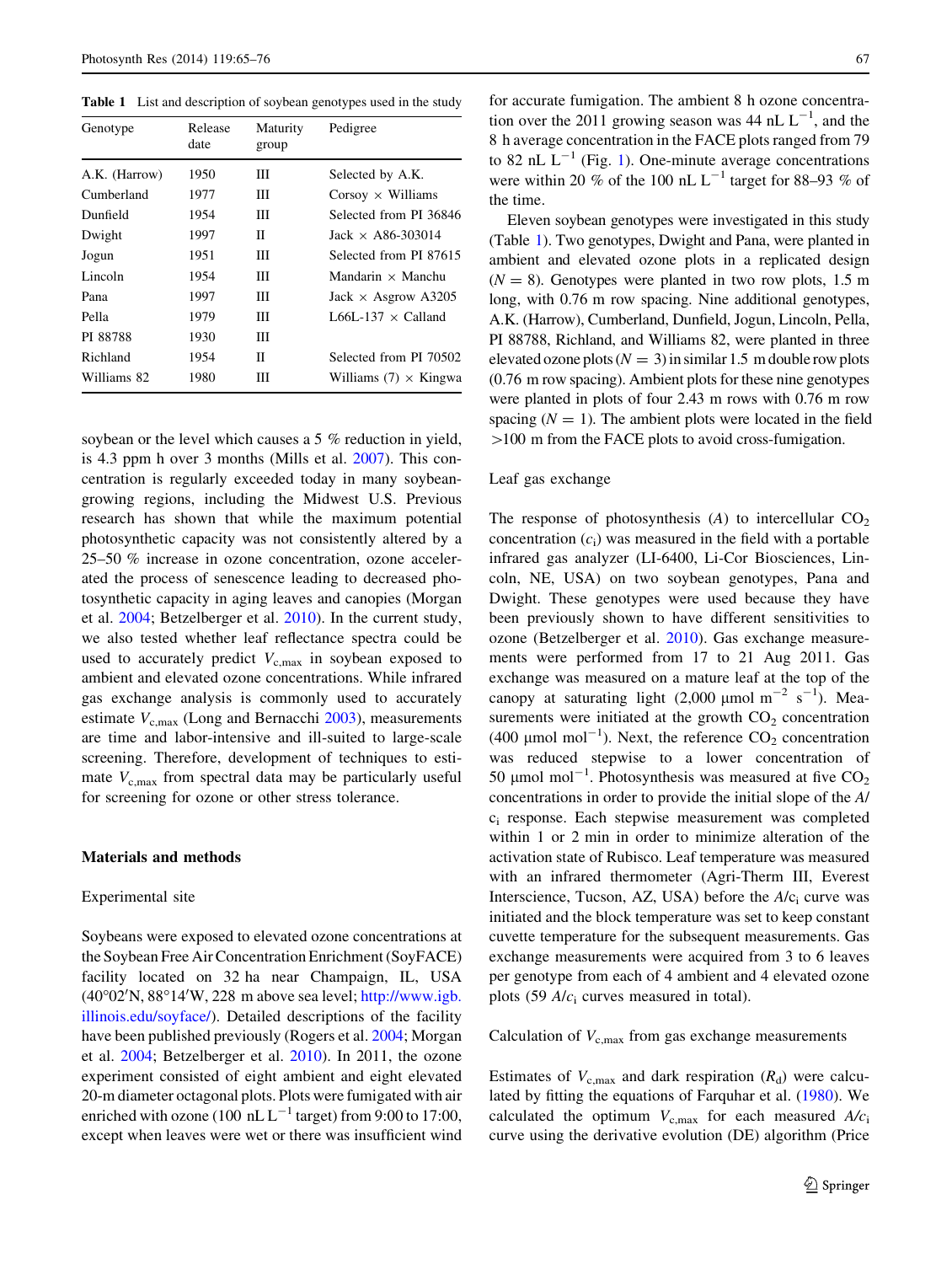**Table 1** List and description of soybean genotypes used in the study

| Genotype | Release date | Maturity group | Pedigree |
|---|---|---|---|
| A.K. (Harrow) | 1950 | III | Selected by A.K. |
| Cumberland | 1977 | III | Corsoy × Williams |
| Dunfield | 1954 | III | Selected from PI 36846 |
| Dwight | 1997 | II | Jack × A86-303014 |
| Jogun | 1951 | III | Selected from PI 87615 |
| Lincoln | 1954 | III | Mandarin × Manchu |
| Pana | 1997 | III | Jack × Asgrow A3205 |
| Pella | 1979 | III | L66L-137 × Calland |
| PI 88788 | 1930 | III | |
| Richland | 1954 | II | Selected from PI 70502 |
| Williams 82 | 1980 | III | Williams (7) × Kingwa |

soybean or the level which causes a 5 % reduction in yield, is 4.3 ppm h over 3 months (Mills et al. 2007). This concentration is regularly exceeded today in many soybean-growing regions, including the Midwest U.S. Previous research has shown that while the maximum potential photosynthetic capacity was not consistently altered by a 25–50 % increase in ozone concentration, ozone accelerated the process of senescence leading to decreased photosynthetic capacity in aging leaves and canopies (Morgan et al. 2004; Betzelberger et al. 2010). In the current study, we also tested whether leaf reflectance spectra could be used to accurately predict $V_{c,max}$ in soybean exposed to ambient and elevated ozone concentrations. While infrared gas exchange analysis is commonly used to accurately estimate $V_{c,max}$ (Long and Bernacchi 2003), measurements are time and labor-intensive and ill-suited to large-scale screening. Therefore, development of techniques to estimate $V_{c,max}$ from spectral data may be particularly useful for screening for ozone or other stress tolerance.

## Materials and methods

### Experimental site

Soybeans were exposed to elevated ozone concentrations at the Soybean Free Air Concentration Enrichment (SoyFACE) facility located on 32 ha near Champaign, IL, USA (40°02′N, 88°14′W, 228 m above sea level; http://www.igb.illinois.edu/soyface/). Detailed descriptions of the facility have been published previously (Rogers et al. 2004; Morgan et al. 2004; Betzelberger et al. 2010). In 2011, the ozone experiment consisted of eight ambient and eight elevated 20-m diameter octagonal plots. Plots were fumigated with air enriched with ozone (100 nL $L^{-1}$ target) from 9:00 to 17:00, except when leaves were wet or there was insufficient wind for accurate fumigation. The ambient 8 h ozone concentration over the 2011 growing season was 44 nL $L^{-1}$, and the 8 h average concentration in the FACE plots ranged from 79 to 82 nL $L^{-1}$ (Fig. 1). One-minute average concentrations were within 20 % of the 100 nL $L^{-1}$ target for 88–93 % of the time.

Eleven soybean genotypes were investigated in this study (Table 1). Two genotypes, Dwight and Pana, were planted in ambient and elevated ozone plots in a replicated design ($N = 8$). Genotypes were planted in two row plots, 1.5 m long, with 0.76 m row spacing. Nine additional genotypes, A.K. (Harrow), Cumberland, Dunfield, Jogun, Lincoln, Pella, PI 88788, Richland, and Williams 82, were planted in three elevated ozone plots ($N = 3$) in similar 1.5 m double row plots (0.76 m row spacing). Ambient plots for these nine genotypes were planted in plots of four 2.43 m rows with 0.76 m row spacing ($N = 1$). The ambient plots were located in the field >100 m from the FACE plots to avoid cross-fumigation.

### Leaf gas exchange

The response of photosynthesis ($A$) to intercellular $CO_2$ concentration ($c_i$) was measured in the field with a portable infrared gas analyzer (LI-6400, Li-Cor Biosciences, Lincoln, NE, USA) on two soybean genotypes, Pana and Dwight. These genotypes were used because they have been previously shown to have different sensitivities to ozone (Betzelberger et al. 2010). Gas exchange measurements were performed from 17 to 21 Aug 2011. Gas exchange was measured on a mature leaf at the top of the canopy at saturating light (2,000 μmol $m^{-2}$ $s^{-1}$). Measurements were initiated at the growth $CO_2$ concentration (400 μmol $mol^{-1}$). Next, the reference $CO_2$ concentration was reduced stepwise to a lower concentration of 50 μmol $mol^{-1}$. Photosynthesis was measured at five $CO_2$ concentrations in order to provide the initial slope of the $A$/$c_i$ response. Each stepwise measurement was completed within 1 or 2 min in order to minimize alteration of the activation state of Rubisco. Leaf temperature was measured with an infrared thermometer (Agri-Therm III, Everest Interscience, Tucson, AZ, USA) before the $A$/$c_i$ curve was initiated and the block temperature was set to keep constant cuvette temperature for the subsequent measurements. Gas exchange measurements were acquired from 3 to 6 leaves per genotype from each of 4 ambient and 4 elevated ozone plots (59 $A$/$c_i$ curves measured in total).

### Calculation of $V_{c,max}$ from gas exchange measurements

Estimates of $V_{c,max}$ and dark respiration ($R_d$) were calculated by fitting the equations of Farquhar et al. (1980). We calculated the optimum $V_{c,max}$ for each measured $A$/$c_i$ curve using the derivative evolution (DE) algorithm (Price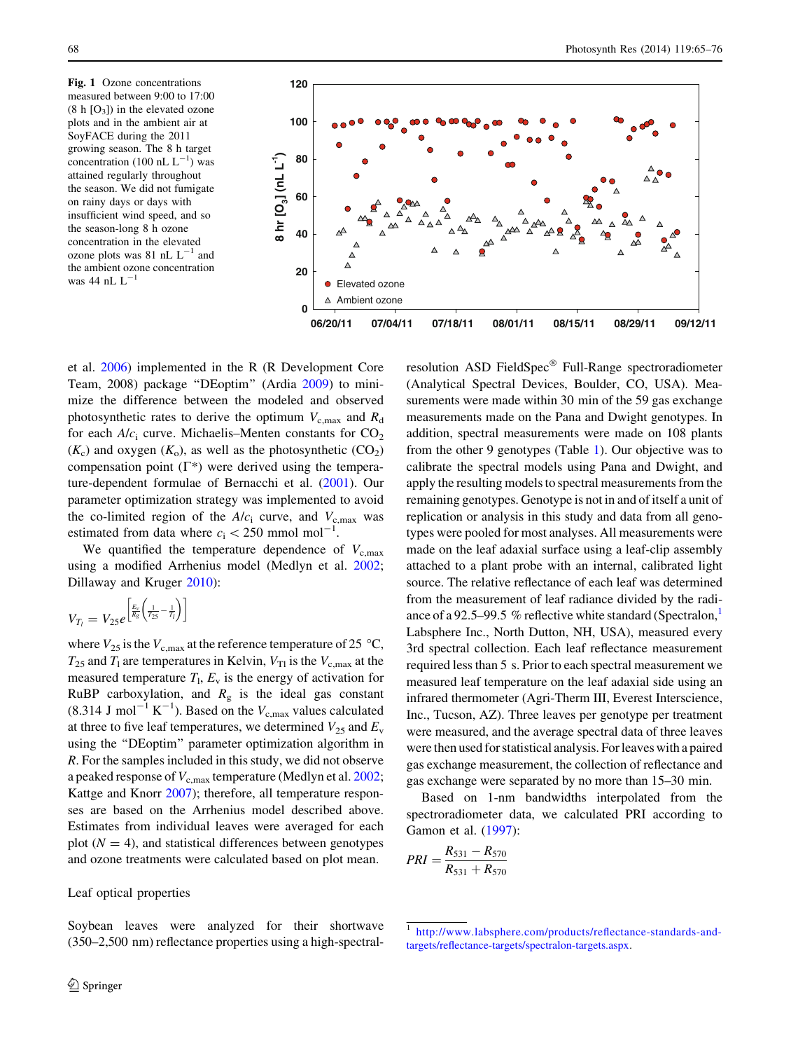Fig. 1 Ozone concentrations measured between 9:00 to 17:00 (8 h $[O_3]$) in the elevated ozone plots and in the ambient air at SoyFACE during the 2011 growing season. The 8 h target concentration (100 nL $L^{-1}$) was attained regularly throughout the season. We did not fumigate on rainy days or days with insufficient wind speed, and so the season-long 8 h ozone concentration in the elevated ozone plots was 81 nL $L^{-1}$ and the ambient ozone concentration was 44 nL $L^{-1}$

et al. 2006) implemented in the R (R Development Core Team, 2008) package "DEoptim" (Ardia 2009) to minimize the difference between the modeled and observed photosynthetic rates to derive the optimum $V_{c,max}$ and $R_d$ for each $A/c_i$ curve. Michaelis–Menten constants for $CO_2$ ($K_c$) and oxygen ($K_o$), as well as the photosynthetic ($CO_2$) compensation point ($\Gamma^*$) were derived using the temperature-dependent formulae of Bernacchi et al. (2001). Our parameter optimization strategy was implemented to avoid the co-limited region of the $A/c_i$ curve, and $V_{c,max}$ was estimated from data where $c_i < 250$ mmol $mol^{-1}$.

We quantified the temperature dependence of $V_{c,max}$ using a modified Arrhenius model (Medlyn et al. 2002; Dillaway and Kruger 2010):

$$V_{T_l} = V_{25} e^{\left[\frac{E_v}{R_g}\left(\frac{1}{T_{25}} - \frac{1}{T_l}\right)\right]}$$

where $V_{25}$ is the $V_{c,max}$ at the reference temperature of 25 °C, $T_{25}$ and $T_l$ are temperatures in Kelvin, $V_{Tl}$ is the $V_{c,max}$ at the measured temperature $T_l$, $E_v$ is the energy of activation for RuBP carboxylation, and $R_g$ is the ideal gas constant (8.314 J $mol^{-1}$ $K^{-1}$). Based on the $V_{c,max}$ values calculated at three to five leaf temperatures, we determined $V_{25}$ and $E_v$ using the "DEoptim" parameter optimization algorithm in *R*. For the samples included in this study, we did not observe a peaked response of $V_{c,max}$ temperature (Medlyn et al. 2002; Kattge and Knorr 2007); therefore, all temperature responses are based on the Arrhenius model described above. Estimates from individual leaves were averaged for each plot ($N = 4$), and statistical differences between genotypes and ozone treatments were calculated based on plot mean.

### Leaf optical properties

Soybean leaves were analyzed for their shortwave (350–2,500 nm) reflectance properties using a high-spectral-resolution ASD FieldSpec® Full-Range spectroradiometer (Analytical Spectral Devices, Boulder, CO, USA). Measurements were made within 30 min of the 59 gas exchange measurements made on the Pana and Dwight genotypes. In addition, spectral measurements were made on 108 plants from the other 9 genotypes (Table 1). Our objective was to calibrate the spectral models using Pana and Dwight, and apply the resulting models to spectral measurements from the remaining genotypes. Genotype is not in and of itself a unit of replication or analysis in this study and data from all genotypes were pooled for most analyses. All measurements were made on the leaf adaxial surface using a leaf-clip assembly attached to a plant probe with an internal, calibrated light source. The relative reflectance of each leaf was determined from the measurement of leaf radiance divided by the radiance of a 92.5–99.5 % reflective white standard (Spectralon,[1] Labsphere Inc., North Dutton, NH, USA), measured every 3rd spectral collection. Each leaf reflectance measurement required less than 5 s. Prior to each spectral measurement we measured leaf temperature on the leaf adaxial side using an infrared thermometer (Agri-Therm III, Everest Interscience, Inc., Tucson, AZ). Three leaves per genotype per treatment were measured, and the average spectral data of three leaves were then used for statistical analysis. For leaves with a paired gas exchange measurement, the collection of reflectance and gas exchange were separated by no more than 15–30 min.

Based on 1-nm bandwidths interpolated from the spectroradiometer data, we calculated PRI according to Gamon et al. (1997):

$$PRI = \frac{R_{531} - R_{570}}{R_{531} + R_{570}}$$

[1] http://www.labsphere.com/products/reflectance-standards-and-targets/reflectance-targets/spectralon-targets.aspx.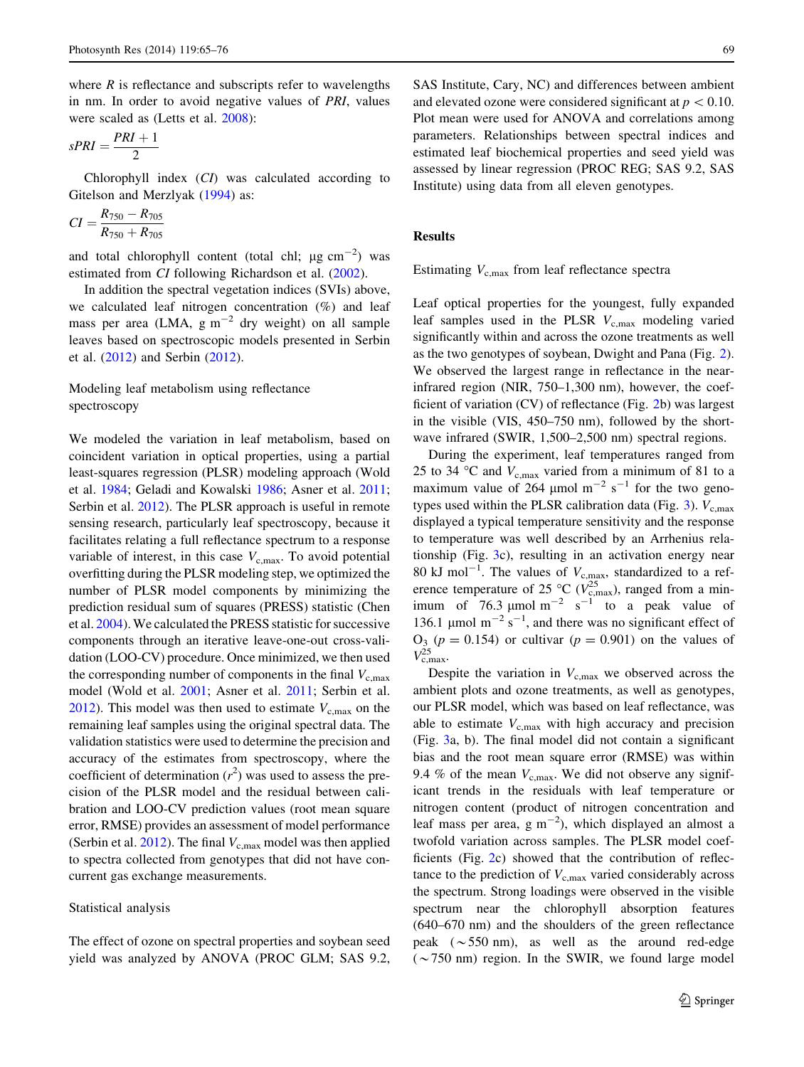where $R$ is reflectance and subscripts refer to wavelengths in nm. In order to avoid negative values of $PRI$, values were scaled as (Letts et al. 2008):

$$sPRI = \frac{PRI + 1}{2}$$

Chlorophyll index ($CI$) was calculated according to Gitelson and Merzlyak (1994) as:

$$CI = \frac{R_{750} - R_{705}}{R_{750} + R_{705}}$$

and total chlorophyll content (total chl; $\mu g\ cm^{-2}$) was estimated from $CI$ following Richardson et al. (2002).

In addition the spectral vegetation indices (SVIs) above, we calculated leaf nitrogen concentration (%) and leaf mass per area (LMA, $g\ m^{-2}$ dry weight) on all sample leaves based on spectroscopic models presented in Serbin et al. (2012) and Serbin (2012).

### Modeling leaf metabolism using reflectance spectroscopy

We modeled the variation in leaf metabolism, based on coincident variation in optical properties, using a partial least-squares regression (PLSR) modeling approach (Wold et al. 1984; Geladi and Kowalski 1986; Asner et al. 2011; Serbin et al. 2012). The PLSR approach is useful in remote sensing research, particularly leaf spectroscopy, because it facilitates relating a full reflectance spectrum to a response variable of interest, in this case $V_{c,max}$. To avoid potential overfitting during the PLSR modeling step, we optimized the number of PLSR model components by minimizing the prediction residual sum of squares (PRESS) statistic (Chen et al. 2004). We calculated the PRESS statistic for successive components through an iterative leave-one-out cross-validation (LOO-CV) procedure. Once minimized, we then used the corresponding number of components in the final $V_{c,max}$ model (Wold et al. 2001; Asner et al. 2011; Serbin et al. 2012). This model was then used to estimate $V_{c,max}$ on the remaining leaf samples using the original spectral data. The validation statistics were used to determine the precision and accuracy of the estimates from spectroscopy, where the coefficient of determination ($r^2$) was used to assess the precision of the PLSR model and the residual between calibration and LOO-CV prediction values (root mean square error, RMSE) provides an assessment of model performance (Serbin et al. 2012). The final $V_{c,max}$ model was then applied to spectra collected from genotypes that did not have concurrent gas exchange measurements.

### Statistical analysis

The effect of ozone on spectral properties and soybean seed yield was analyzed by ANOVA (PROC GLM; SAS 9.2, SAS Institute, Cary, NC) and differences between ambient and elevated ozone were considered significant at $p < 0.10$. Plot mean were used for ANOVA and correlations among parameters. Relationships between spectral indices and estimated leaf biochemical properties and seed yield was assessed by linear regression (PROC REG; SAS 9.2, SAS Institute) using data from all eleven genotypes.

## Results

### Estimating $V_{c,max}$ from leaf reflectance spectra

Leaf optical properties for the youngest, fully expanded leaf samples used in the PLSR $V_{c,max}$ modeling varied significantly within and across the ozone treatments as well as the two genotypes of soybean, Dwight and Pana (Fig. 2). We observed the largest range in reflectance in the near-infrared region (NIR, 750–1,300 nm), however, the coefficient of variation (CV) of reflectance (Fig. 2b) was largest in the visible (VIS, 450–750 nm), followed by the short-wave infrared (SWIR, 1,500–2,500 nm) spectral regions.

During the experiment, leaf temperatures ranged from 25 to 34 °C and $V_{c,max}$ varied from a minimum of 81 to a maximum value of 264 $\mu mol\ m^{-2}\ s^{-1}$ for the two genotypes used within the PLSR calibration data (Fig. 3). $V_{c,max}$ displayed a typical temperature sensitivity and the response to temperature was well described by an Arrhenius relationship (Fig. 3c), resulting in an activation energy near 80 $kJ\ mol^{-1}$. The values of $V_{c,max}$, standardized to a reference temperature of 25 °C ($V^{25}_{c,max}$), ranged from a minimum of 76.3 $\mu mol\ m^{-2}\ s^{-1}$ to a peak value of 136.1 $\mu mol\ m^{-2}\ s^{-1}$, and there was no significant effect of $O_3$ ($p = 0.154$) or cultivar ($p = 0.901$) on the values of $V^{25}_{c,max}$.

Despite the variation in $V_{c,max}$ we observed across the ambient plots and ozone treatments, as well as genotypes, our PLSR model, which was based on leaf reflectance, was able to estimate $V_{c,max}$ with high accuracy and precision (Fig. 3a, b). The final model did not contain a significant bias and the root mean square error (RMSE) was within 9.4 % of the mean $V_{c,max}$. We did not observe any significant trends in the residuals with leaf temperature or nitrogen content (product of nitrogen concentration and leaf mass per area, $g\ m^{-2}$), which displayed an almost a twofold variation across samples. The PLSR model coefficients (Fig. 2c) showed that the contribution of reflectance to the prediction of $V_{c,max}$ varied considerably across the spectrum. Strong loadings were observed in the visible spectrum near the chlorophyll absorption features (640–670 nm) and the shoulders of the green reflectance peak (~550 nm), as well as the around red-edge (~750 nm) region. In the SWIR, we found large model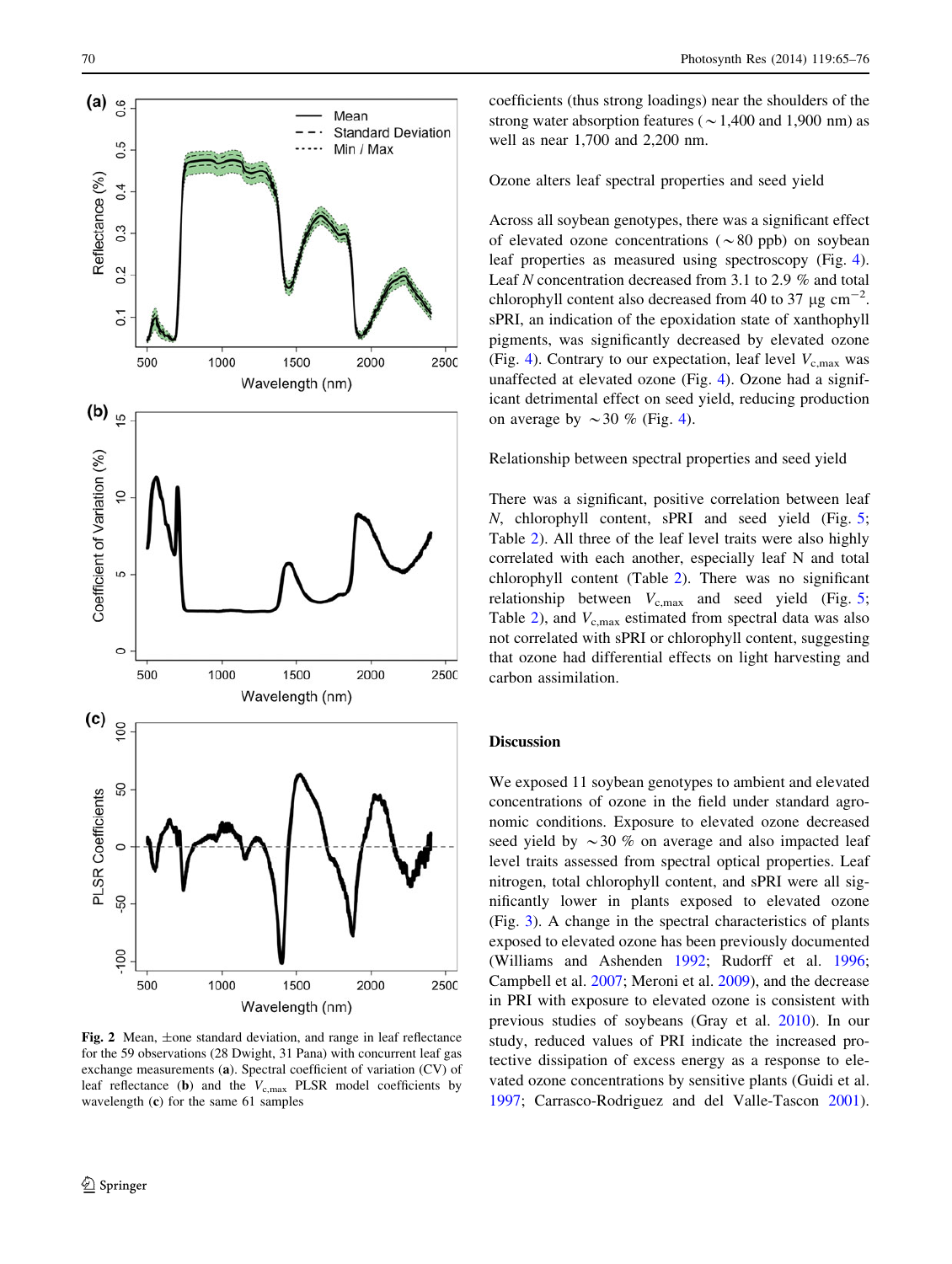Fig. 2 Mean, ±one standard deviation, and range in leaf reflectance for the 59 observations (28 Dwight, 31 Pana) with concurrent leaf gas exchange measurements (**a**). Spectral coefficient of variation (CV) of leaf reflectance (**b**) and the $V_{c,max}$ PLSR model coefficients by wavelength (**c**) for the same 61 samples

coefficients (thus strong loadings) near the shoulders of the strong water absorption features (~1,400 and 1,900 nm) as well as near 1,700 and 2,200 nm.

### Ozone alters leaf spectral properties and seed yield

Across all soybean genotypes, there was a significant effect of elevated ozone concentrations (~80 ppb) on soybean leaf properties as measured using spectroscopy (Fig. 4). Leaf *N* concentration decreased from 3.1 to 2.9 % and total chlorophyll content also decreased from 40 to 37 μg $cm^{-2}$. sPRI, an indication of the epoxidation state of xanthophyll pigments, was significantly decreased by elevated ozone (Fig. 4). Contrary to our expectation, leaf level $V_{c,max}$ was unaffected at elevated ozone (Fig. 4). Ozone had a significant detrimental effect on seed yield, reducing production on average by ~30 % (Fig. 4).

### Relationship between spectral properties and seed yield

There was a significant, positive correlation between leaf *N*, chlorophyll content, sPRI and seed yield (Fig. 5; Table 2). All three of the leaf level traits were also highly correlated with each another, especially leaf N and total chlorophyll content (Table 2). There was no significant relationship between $V_{c,max}$ and seed yield (Fig. 5; Table 2), and $V_{c,max}$ estimated from spectral data was also not correlated with sPRI or chlorophyll content, suggesting that ozone had differential effects on light harvesting and carbon assimilation.

## Discussion

We exposed 11 soybean genotypes to ambient and elevated concentrations of ozone in the field under standard agronomic conditions. Exposure to elevated ozone decreased seed yield by ~30 % on average and also impacted leaf level traits assessed from spectral optical properties. Leaf nitrogen, total chlorophyll content, and sPRI were all significantly lower in plants exposed to elevated ozone (Fig. 3). A change in the spectral characteristics of plants exposed to elevated ozone has been previously documented (Williams and Ashenden 1992; Rudorff et al. 1996; Campbell et al. 2007; Meroni et al. 2009), and the decrease in PRI with exposure to elevated ozone is consistent with previous studies of soybeans (Gray et al. 2010). In our study, reduced values of PRI indicate the increased protective dissipation of excess energy as a response to elevated ozone concentrations by sensitive plants (Guidi et al. 1997; Carrasco-Rodriguez and del Valle-Tascon 2001).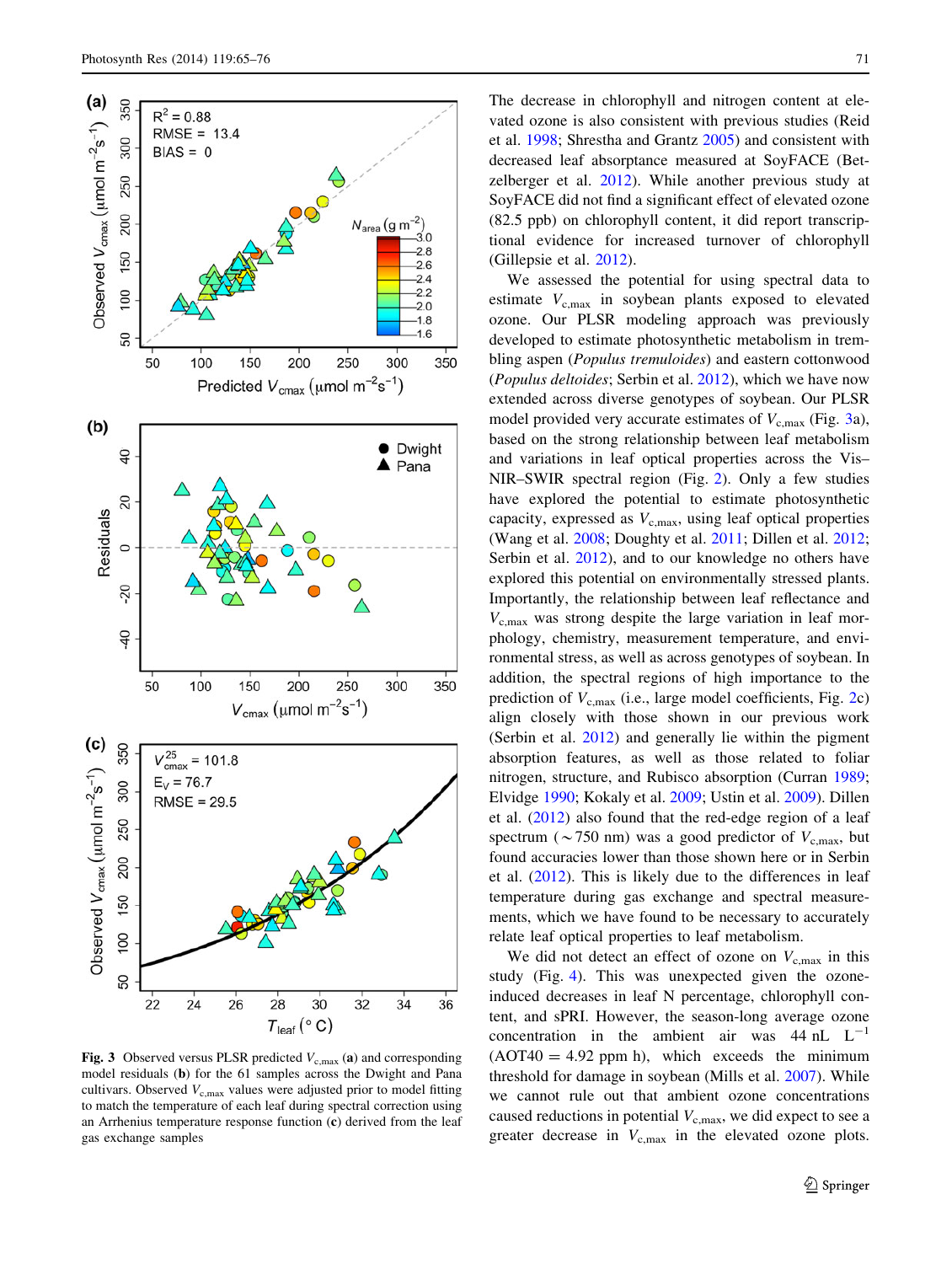Fig. 3 Observed versus PLSR predicted $V_{c,max}$ (a) and corresponding model residuals (b) for the 61 samples across the Dwight and Pana cultivars. Observed $V_{c,max}$ values were adjusted prior to model fitting to match the temperature of each leaf during spectral correction using an Arrhenius temperature response function (c) derived from the leaf gas exchange samples

The decrease in chlorophyll and nitrogen content at elevated ozone is also consistent with previous studies (Reid et al. 1998; Shrestha and Grantz 2005) and consistent with decreased leaf absorptance measured at SoyFACE (Betzelberger et al. 2012). While another previous study at SoyFACE did not find a significant effect of elevated ozone (82.5 ppb) on chlorophyll content, it did report transcriptional evidence for increased turnover of chlorophyll (Gillepsie et al. 2012).

We assessed the potential for using spectral data to estimate $V_{c,max}$ in soybean plants exposed to elevated ozone. Our PLSR modeling approach was previously developed to estimate photosynthetic metabolism in trembling aspen (*Populus tremuloides*) and eastern cottonwood (*Populus deltoides*; Serbin et al. 2012), which we have now extended across diverse genotypes of soybean. Our PLSR model provided very accurate estimates of $V_{c,max}$ (Fig. 3a), based on the strong relationship between leaf metabolism and variations in leaf optical properties across the Vis–NIR–SWIR spectral region (Fig. 2). Only a few studies have explored the potential to estimate photosynthetic capacity, expressed as $V_{c,max}$, using leaf optical properties (Wang et al. 2008; Doughty et al. 2011; Dillen et al. 2012; Serbin et al. 2012), and to our knowledge no others have explored this potential on environmentally stressed plants. Importantly, the relationship between leaf reflectance and $V_{c,max}$ was strong despite the large variation in leaf morphology, chemistry, measurement temperature, and environmental stress, as well as across genotypes of soybean. In addition, the spectral regions of high importance to the prediction of $V_{c,max}$ (i.e., large model coefficients, Fig. 2c) align closely with those shown in our previous work (Serbin et al. 2012) and generally lie within the pigment absorption features, as well as those related to foliar nitrogen, structure, and Rubisco absorption (Curran 1989; Elvidge 1990; Kokaly et al. 2009; Ustin et al. 2009). Dillen et al. (2012) also found that the red-edge region of a leaf spectrum (~750 nm) was a good predictor of $V_{c,max}$, but found accuracies lower than those shown here or in Serbin et al. (2012). This is likely due to the differences in leaf temperature during gas exchange and spectral measurements, which we have found to be necessary to accurately relate leaf optical properties to leaf metabolism.

We did not detect an effect of ozone on $V_{c,max}$ in this study (Fig. 4). This was unexpected given the ozone-induced decreases in leaf N percentage, chlorophyll content, and sPRI. However, the season-long average ozone concentration in the ambient air was 44 nL $L^{-1}$ (AOT40 = 4.92 ppm h), which exceeds the minimum threshold for damage in soybean (Mills et al. 2007). While we cannot rule out that ambient ozone concentrations caused reductions in potential $V_{c,max}$, we did expect to see a greater decrease in $V_{c,max}$ in the elevated ozone plots.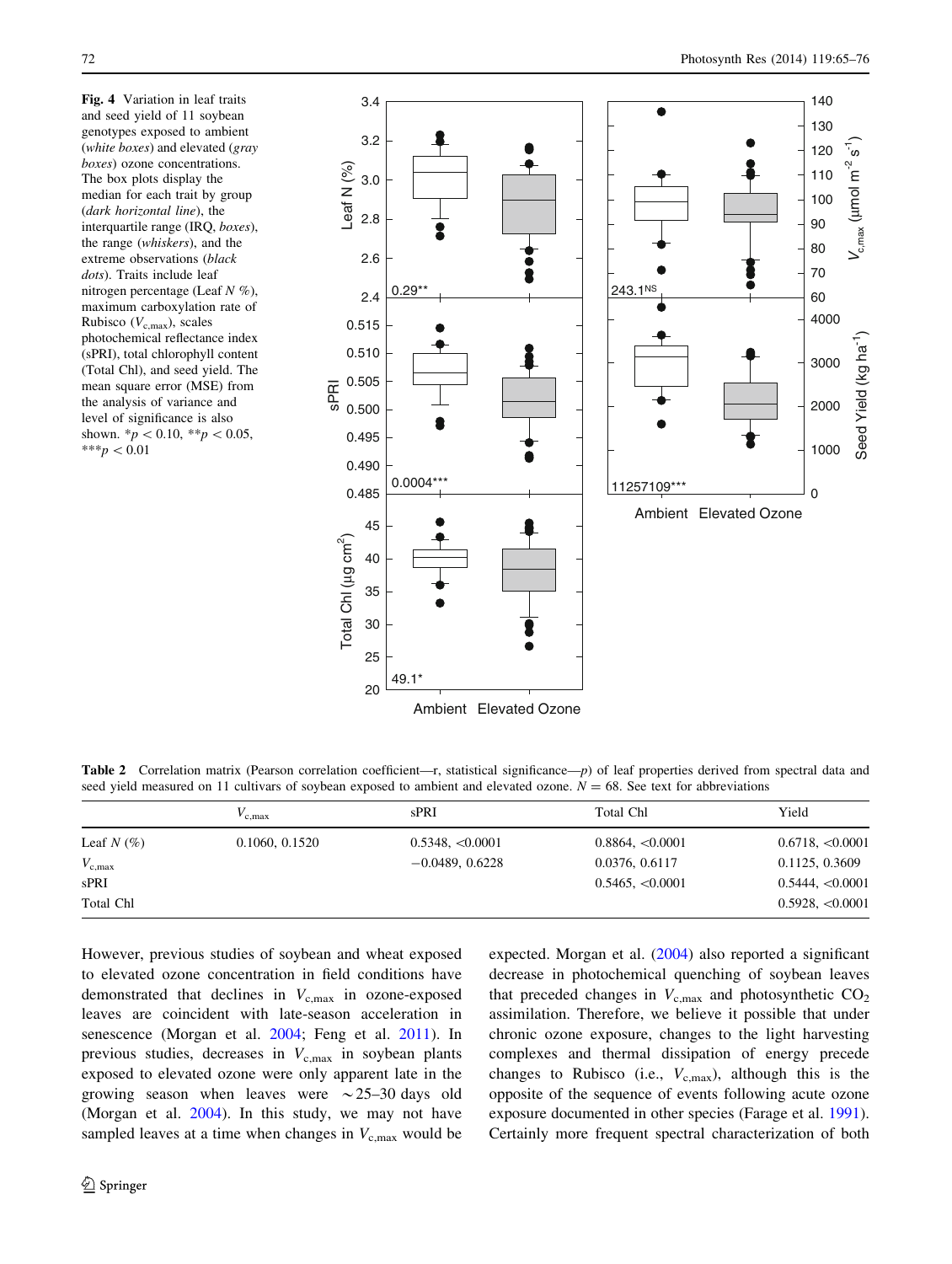**Fig. 4** Variation in leaf traits and seed yield of 11 soybean genotypes exposed to ambient (*white boxes*) and elevated (*gray boxes*) ozone concentrations. The box plots display the median for each trait by group (*dark horizontal line*), the interquartile range (IRQ, *boxes*), the range (*whiskers*), and the extreme observations (*black dots*). Traits include leaf nitrogen percentage (Leaf *N* %), maximum carboxylation rate of Rubisco ($V_{c,max}$), scales photochemical reflectance index (sPRI), total chlorophyll content (Total Chl), and seed yield. The mean square error (MSE) from the analysis of variance and level of significance is also shown. *$p < 0.10$, **$p < 0.05$, ***$p < 0.01$

**Table 2** Correlation matrix (Pearson correlation coefficient—r, statistical significance—*p*) of leaf properties derived from spectral data and seed yield measured on 11 cultivars of soybean exposed to ambient and elevated ozone. $N = 68$. See text for abbreviations

| | $V_{c,max}$ | sPRI | Total Chl | Yield |
|---|---|---|---|---|
| Leaf *N* (%) | 0.1060, 0.1520 | 0.5348, <0.0001 | 0.8864, <0.0001 | 0.6718, <0.0001 |
| $V_{c,max}$ | | −0.0489, 0.6228 | 0.0376, 0.6117 | 0.1125, 0.3609 |
| sPRI | | | 0.5465, <0.0001 | 0.5444, <0.0001 |
| Total Chl | | | | 0.5928, <0.0001 |

However, previous studies of soybean and wheat exposed to elevated ozone concentration in field conditions have demonstrated that declines in $V_{c,max}$ in ozone-exposed leaves are coincident with late-season acceleration in senescence (Morgan et al. 2004; Feng et al. 2011). In previous studies, decreases in $V_{c,max}$ in soybean plants exposed to elevated ozone were only apparent late in the growing season when leaves were ~25–30 days old (Morgan et al. 2004). In this study, we may not have sampled leaves at a time when changes in $V_{c,max}$ would be expected. Morgan et al. (2004) also reported a significant decrease in photochemical quenching of soybean leaves that preceded changes in $V_{c,max}$ and photosynthetic $CO_2$ assimilation. Therefore, we believe it possible that under chronic ozone exposure, changes to the light harvesting complexes and thermal dissipation of energy precede changes to Rubisco (i.e., $V_{c,max}$), although this is the opposite of the sequence of events following acute ozone exposure documented in other species (Farage et al. 1991). Certainly more frequent spectral characterization of both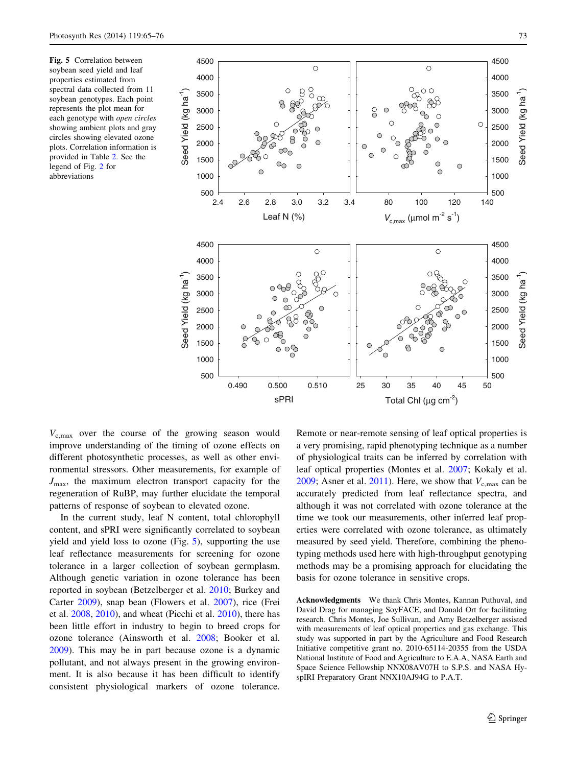**Fig. 5** Correlation between soybean seed yield and leaf properties estimated from spectral data collected from 11 soybean genotypes. Each point represents the plot mean for each genotype with *open circles* showing ambient plots and gray circles showing elevated ozone plots. Correlation information is provided in Table 2. See the legend of Fig. 2 for abbreviations

$V_{c,max}$ over the course of the growing season would improve understanding of the timing of ozone effects on different photosynthetic processes, as well as other environmental stressors. Other measurements, for example of $J_{max}$, the maximum electron transport capacity for the regeneration of RuBP, may further elucidate the temporal patterns of response of soybean to elevated ozone.

In the current study, leaf N content, total chlorophyll content, and sPRI were significantly correlated to soybean yield and yield loss to ozone (Fig. 5), supporting the use leaf reflectance measurements for screening for ozone tolerance in a larger collection of soybean germplasm. Although genetic variation in ozone tolerance has been reported in soybean (Betzelberger et al. 2010; Burkey and Carter 2009), snap bean (Flowers et al. 2007), rice (Frei et al. 2008, 2010), and wheat (Picchi et al. 2010), there has been little effort in industry to begin to breed crops for ozone tolerance (Ainsworth et al. 2008; Booker et al. 2009). This may be in part because ozone is a dynamic pollutant, and not always present in the growing environment. It is also because it has been difficult to identify consistent physiological markers of ozone tolerance. Remote or near-remote sensing of leaf optical properties is a very promising, rapid phenotyping technique as a number of physiological traits can be inferred by correlation with leaf optical properties (Montes et al. 2007; Kokaly et al. 2009; Asner et al. 2011). Here, we show that $V_{c,max}$ can be accurately predicted from leaf reflectance spectra, and although it was not correlated with ozone tolerance at the time we took our measurements, other inferred leaf properties were correlated with ozone tolerance, as ultimately measured by seed yield. Therefore, combining the phenotyping methods used here with high-throughput genotyping methods may be a promising approach for elucidating the basis for ozone tolerance in sensitive crops.

**Acknowledgments** We thank Chris Montes, Kannan Puthuval, and David Drag for managing SoyFACE, and Donald Ort for facilitating research. Chris Montes, Joe Sullivan, and Amy Betzelberger assisted with measurements of leaf optical properties and gas exchange. This study was supported in part by the Agriculture and Food Research Initiative competitive grant no. 2010-65114-20355 from the USDA National Institute of Food and Agriculture to E.A.A, NASA Earth and Space Science Fellowship NNX08AV07H to S.P.S. and NASA HyspIRI Preparatory Grant NNX10AJ94G to P.A.T.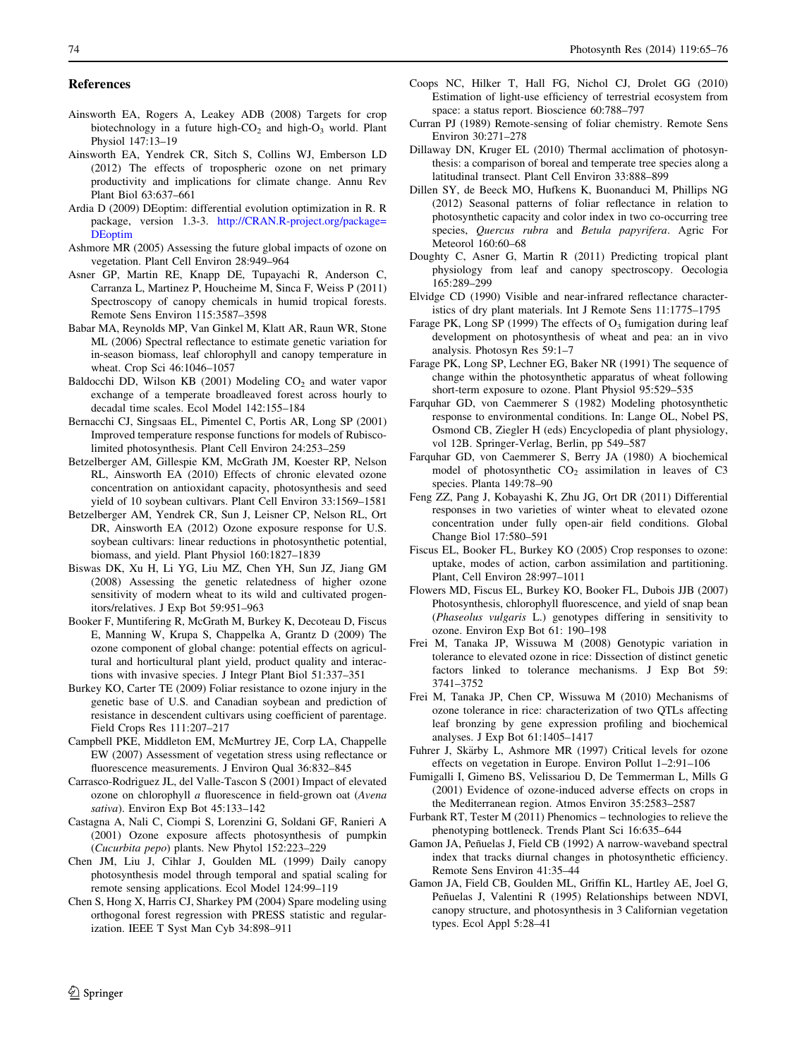## References

Ainsworth EA, Rogers A, Leakey ADB (2008) Targets for crop biotechnology in a future high-$CO_2$ and high-$O_3$ world. Plant Physiol 147:13–19

Ainsworth EA, Yendrek CR, Sitch S, Collins WJ, Emberson LD (2012) The effects of tropospheric ozone on net primary productivity and implications for climate change. Annu Rev Plant Biol 63:637–661

Ardia D (2009) DEoptim: differential evolution optimization in R. R package, version 1.3-3. http://CRAN.R-project.org/package=DEoptim

Ashmore MR (2005) Assessing the future global impacts of ozone on vegetation. Plant Cell Environ 28:949–964

Asner GP, Martin RE, Knapp DE, Tupayachi R, Anderson C, Carranza L, Martinez P, Houcheime M, Sinca F, Weiss P (2011) Spectroscopy of canopy chemicals in humid tropical forests. Remote Sens Environ 115:3587–3598

Babar MA, Reynolds MP, Van Ginkel M, Klatt AR, Raun WR, Stone ML (2006) Spectral reflectance to estimate genetic variation for in-season biomass, leaf chlorophyll and canopy temperature in wheat. Crop Sci 46:1046–1057

Baldocchi DD, Wilson KB (2001) Modeling $CO_2$ and water vapor exchange of a temperate broadleaved forest across hourly to decadal time scales. Ecol Model 142:155–184

Bernacchi CJ, Singsaas EL, Pimentel C, Portis AR, Long SP (2001) Improved temperature response functions for models of Rubisco-limited photosynthesis. Plant Cell Environ 24:253–259

Betzelberger AM, Gillespie KM, McGrath JM, Koester RP, Nelson RL, Ainsworth EA (2010) Effects of chronic elevated ozone concentration on antioxidant capacity, photosynthesis and seed yield of 10 soybean cultivars. Plant Cell Environ 33:1569–1581

Betzelberger AM, Yendrek CR, Sun J, Leisner CP, Nelson RL, Ort DR, Ainsworth EA (2012) Ozone exposure response for U.S. soybean cultivars: linear reductions in photosynthetic potential, biomass, and yield. Plant Physiol 160:1827–1839

Biswas DK, Xu H, Li YG, Liu MZ, Chen YH, Sun JZ, Jiang GM (2008) Assessing the genetic relatedness of higher ozone sensitivity of modern wheat to its wild and cultivated progenitors/relatives. J Exp Bot 59:951–963

Booker F, Muntifering R, McGrath M, Burkey K, Decoteau D, Fiscus E, Manning W, Krupa S, Chappelka A, Grantz D (2009) The ozone component of global change: potential effects on agricultural and horticultural plant yield, product quality and interactions with invasive species. J Integr Plant Biol 51:337–351

Burkey KO, Carter TE (2009) Foliar resistance to ozone injury in the genetic base of U.S. and Canadian soybean and prediction of resistance in descendent cultivars using coefficient of parentage. Field Crops Res 111:207–217

Campbell PKE, Middleton EM, McMurtrey JE, Corp LA, Chappelle EW (2007) Assessment of vegetation stress using reflectance or fluorescence measurements. J Environ Qual 36:832–845

Carrasco-Rodriguez JL, del Valle-Tascon S (2001) Impact of elevated ozone on chlorophyll *a* fluorescence in field-grown oat (*Avena sativa*). Environ Exp Bot 45:133–142

Castagna A, Nali C, Ciompi S, Lorenzini G, Soldani GF, Ranieri A (2001) Ozone exposure affects photosynthesis of pumpkin (*Cucurbita pepo*) plants. New Phytol 152:223–229

Chen JM, Liu J, Cihlar J, Goulden ML (1999) Daily canopy photosynthesis model through temporal and spatial scaling for remote sensing applications. Ecol Model 124:99–119

Chen S, Hong X, Harris CJ, Sharkey PM (2004) Spare modeling using orthogonal forest regression with PRESS statistic and regularization. IEEE T Syst Man Cyb 34:898–911

Coops NC, Hilker T, Hall FG, Nichol CJ, Drolet GG (2010) Estimation of light-use efficiency of terrestrial ecosystem from space: a status report. Bioscience 60:788–797

Curran PJ (1989) Remote-sensing of foliar chemistry. Remote Sens Environ 30:271–278

Dillaway DN, Kruger EL (2010) Thermal acclimation of photosynthesis: a comparison of boreal and temperate tree species along a latitudinal transect. Plant Cell Environ 33:888–899

Dillen SY, de Beeck MO, Hufkens K, Buonanduci M, Phillips NG (2012) Seasonal patterns of foliar reflectance in relation to photosynthetic capacity and color index in two co-occurring tree species, *Quercus rubra* and *Betula papyrifera*. Agric For Meteorol 160:60–68

Doughty C, Asner G, Martin R (2011) Predicting tropical plant physiology from leaf and canopy spectroscopy. Oecologia 165:289–299

Elvidge CD (1990) Visible and near-infrared reflectance characteristics of dry plant materials. Int J Remote Sens 11:1775–1795

Farage PK, Long SP (1999) The effects of $O_3$ fumigation during leaf development on photosynthesis of wheat and pea: an in vivo analysis. Photosyn Res 59:1–7

Farage PK, Long SP, Lechner EG, Baker NR (1991) The sequence of change within the photosynthetic apparatus of wheat following short-term exposure to ozone. Plant Physiol 95:529–535

Farquhar GD, von Caemmerer S (1982) Modeling photosynthetic response to environmental conditions. In: Lange OL, Nobel PS, Osmond CB, Ziegler H (eds) Encyclopedia of plant physiology, vol 12B. Springer-Verlag, Berlin, pp 549–587

Farquhar GD, von Caemmerer S, Berry JA (1980) A biochemical model of photosynthetic $CO_2$ assimilation in leaves of C3 species. Planta 149:78–90

Feng ZZ, Pang J, Kobayashi K, Zhu JG, Ort DR (2011) Differential responses in two varieties of winter wheat to elevated ozone concentration under fully open-air field conditions. Global Change Biol 17:580–591

Fiscus EL, Booker FL, Burkey KO (2005) Crop responses to ozone: uptake, modes of action, carbon assimilation and partitioning. Plant, Cell Environ 28:997–1011

Flowers MD, Fiscus EL, Burkey KO, Booker FL, Dubois JJB (2007) Photosynthesis, chlorophyll fluorescence, and yield of snap bean (*Phaseolus vulgaris* L.) genotypes differing in sensitivity to ozone. Environ Exp Bot 61: 190–198

Frei M, Tanaka JP, Wissuwa M (2008) Genotypic variation in tolerance to elevated ozone in rice: Dissection of distinct genetic factors linked to tolerance mechanisms. J Exp Bot 59: 3741–3752

Frei M, Tanaka JP, Chen CP, Wissuwa M (2010) Mechanisms of ozone tolerance in rice: characterization of two QTLs affecting leaf bronzing by gene expression profiling and biochemical analyses. J Exp Bot 61:1405–1417

Fuhrer J, Skärby L, Ashmore MR (1997) Critical levels for ozone effects on vegetation in Europe. Environ Pollut 1–2:91–106

Fumigalli I, Gimeno BS, Velissariou D, De Temmerman L, Mills G (2001) Evidence of ozone-induced adverse effects on crops in the Mediterranean region. Atmos Environ 35:2583–2587

Furbank RT, Tester M (2011) Phenomics – technologies to relieve the phenotyping bottleneck. Trends Plant Sci 16:635–644

Gamon JA, Peñuelas J, Field CB (1992) A narrow-waveband spectral index that tracks diurnal changes in photosynthetic efficiency. Remote Sens Environ 41:35–44

Gamon JA, Field CB, Goulden ML, Griffin KL, Hartley AE, Joel G, Peñuelas J, Valentini R (1995) Relationships between NDVI, canopy structure, and photosynthesis in 3 Californian vegetation types. Ecol Appl 5:28–41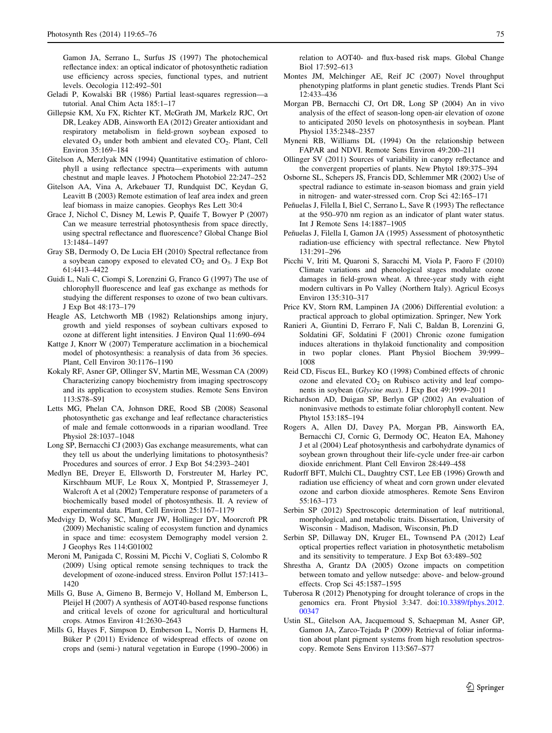Gamon JA, Serrano L, Surfus JS (1997) The photochemical reflectance index: an optical indicator of photosynthetic radiation use efficiency across species, functional types, and nutrient levels. Oecologia 112:492–501

Geladi P, Kowalski BR (1986) Partial least-squares regression—a tutorial. Anal Chim Acta 185:1–17

Gillepsie KM, Xu FX, Richter KT, McGrath JM, Markelz RJC, Ort DR, Leakey ADB, Ainsworth EA (2012) Greater antioxidant and respiratory metabolism in field-grown soybean exposed to elevated $O_3$ under both ambient and elevated $CO_2$. Plant, Cell Environ 35:169–184

Gitelson A, Merzlyak MN (1994) Quantitative estimation of chlorophyll a using reflectance spectra—experiments with autumn chestnut and maple leaves. J Photochem Photobiol 22:247–252

Gitelson AA, Vina A, Arkebauer TJ, Rundquist DC, Keydan G, Leavitt B (2003) Remote estimation of leaf area index and green leaf biomass in maize canopies. Geophys Res Lett 30:4

Grace J, Nichol C, Disney M, Lewis P, Quaife T, Bowyer P (2007) Can we measure terrestrial photosynthesis from space directly, using spectral reflectance and fluorescence? Global Change Biol 13:1484–1497

Gray SB, Dermody O, De Lucia EH (2010) Spectral reflectance from a soybean canopy exposed to elevated $CO_2$ and $O_3$. J Exp Bot 61:4413–4422

Guidi L, Nali C, Ciompi S, Lorenzini G, Franco G (1997) The use of chlorophyll fluorescence and leaf gas exchange as methods for studying the different responses to ozone of two bean cultivars. J Exp Bot 48:173–179

Heagle AS, Letchworth MB (1982) Relationships among injury, growth and yield responses of soybean cultivars exposed to ozone at different light intensities. J Environ Qual 11:690–694

Kattge J, Knorr W (2007) Temperature acclimation in a biochemical model of photosynthesis: a reanalysis of data from 36 species. Plant, Cell Environ 30:1176–1190

Kokaly RF, Asner GP, Ollinger SV, Martin ME, Wessman CA (2009) Characterizing canopy biochemistry from imaging spectroscopy and its application to ecosystem studies. Remote Sens Environ 113:S78–S91

Letts MG, Phelan CA, Johnson DRE, Rood SB (2008) Seasonal photosynthetic gas exchange and leaf reflectance characteristics of male and female cottonwoods in a riparian woodland. Tree Physiol 28:1037–1048

Long SP, Bernacchi CJ (2003) Gas exchange measurements, what can they tell us about the underlying limitations to photosynthesis? Procedures and sources of error. J Exp Bot 54:2393–2401

Medlyn BE, Dreyer E, Ellsworth D, Forstreuter M, Harley PC, Kirschbaum MUF, Le Roux X, Montpied P, Strassemeyer J, Walcroft A et al (2002) Temperature response of parameters of a biochemically based model of photosynthesis. II. A review of experimental data. Plant, Cell Environ 25:1167–1179

Medvigy D, Wofsy SC, Munger JW, Hollinger DY, Moorcroft PR (2009) Mechanistic scaling of ecosystem function and dynamics in space and time: ecosystem Demography model version 2. J Geophys Res 114:G01002

Meroni M, Panigada C, Rossini M, Picchi V, Cogliati S, Colombo R (2009) Using optical remote sensing techniques to track the development of ozone-induced stress. Environ Pollut 157:1413–1420

Mills G, Buse A, Gimeno B, Bermejo V, Holland M, Emberson L, Pleijel H (2007) A synthesis of AOT40-based response functions and critical levels of ozone for agricultural and horticultural crops. Atmos Environ 41:2630–2643

Mills G, Hayes F, Simpson D, Emberson L, Norris D, Harmens H, Büker P (2011) Evidence of widespread effects of ozone on crops and (semi-) natural vegetation in Europe (1990–2006) in relation to AOT40- and flux-based risk maps. Global Change Biol 17:592–613

Montes JM, Melchinger AE, Reif JC (2007) Novel throughput phenotyping platforms in plant genetic studies. Trends Plant Sci 12:433–436

Morgan PB, Bernacchi CJ, Ort DR, Long SP (2004) An in vivo analysis of the effect of season-long open-air elevation of ozone to anticipated 2050 levels on photosynthesis in soybean. Plant Physiol 135:2348–2357

Myneni RB, Williams DL (1994) On the relationship between FAPAR and NDVI. Remote Sens Environ 49:200–211

Ollinger SV (2011) Sources of variability in canopy reflectance and the convergent properties of plants. New Phytol 189:375–394

Osborne SL, Schepers JS, Francis DD, Schlemmer MR (2002) Use of spectral radiance to estimate in-season biomass and grain yield in nitrogen- and water-stressed corn. Crop Sci 42:165–171

Peñuelas J, Filella I, Biel C, Serrano L, Save R (1993) The reflectance at the 950–970 nm region as an indicator of plant water status. Int J Remote Sens 14:1887–1905

Peñuelas J, Filella I, Gamon JA (1995) Assessment of photosynthetic radiation-use efficiency with spectral reflectance. New Phytol 131:291–296

Picchi V, Iriti M, Quaroni S, Saracchi M, Viola P, Faoro F (2010) Climate variations and phenological stages modulate ozone damages in field-grown wheat. A three-year study with eight modern cultivars in Po Valley (Northern Italy). Agricul Ecosys Environ 135:310–317

Price KV, Storn RM, Lampinen JA (2006) Differential evolution: a practical approach to global optimization. Springer, New York

Ranieri A, Giuntini D, Ferraro F, Nali C, Baldan B, Lorenzini G, Soldatini GF, Soldatini F (2001) Chronic ozone fumigation induces alterations in thylakoid functionality and composition in two poplar clones. Plant Physiol Biochem 39:999–1008

Reid CD, Fiscus EL, Burkey KO (1998) Combined effects of chronic ozone and elevated $CO_2$ on Rubisco activity and leaf components in soybean (*Glycine max*). J Exp Bot 49:1999–2011

Richardson AD, Duigan SP, Berlyn GP (2002) An evaluation of noninvasive methods to estimate foliar chlorophyll content. New Phytol 153:185–194

Rogers A, Allen DJ, Davey PA, Morgan PB, Ainsworth EA, Bernacchi CJ, Cornic G, Dermody OC, Heaton EA, Mahoney J et al (2004) Leaf photosynthesis and carbohydrate dynamics of soybean grown throughout their life-cycle under free-air carbon dioxide enrichment. Plant Cell Environ 28:449–458

Rudorff BFT, Mulchi CL, Daughtry CST, Lee EB (1996) Growth and radiation use efficiency of wheat and corn grown under elevated ozone and carbon dioxide atmospheres. Remote Sens Environ 55:163–173

Serbin SP (2012) Spectroscopic determination of leaf nutritional, morphological, and metabolic traits. Dissertation, University of Wisconsin - Madison, Madison, Wisconsin, Ph.D

Serbin SP, Dillaway DN, Kruger EL, Townsend PA (2012) Leaf optical properties reflect variation in photosynthetic metabolism and its sensitivity to temperature. J Exp Bot 63:489–502

Shrestha A, Grantz DA (2005) Ozone impacts on competition between tomato and yellow nutsedge: above- and below-ground effects. Crop Sci 45:1587–1595

Tuberosa R (2012) Phenotyping for drought tolerance of crops in the genomics era. Front Physiol 3:347. doi:10.3389/fphys.2012.00347

Ustin SL, Gitelson AA, Jacquemoud S, Schaepman M, Asner GP, Gamon JA, Zarco-Tejada P (2009) Retrieval of foliar information about plant pigment systems from high resolution spectroscopy. Remote Sens Environ 113:S67–S77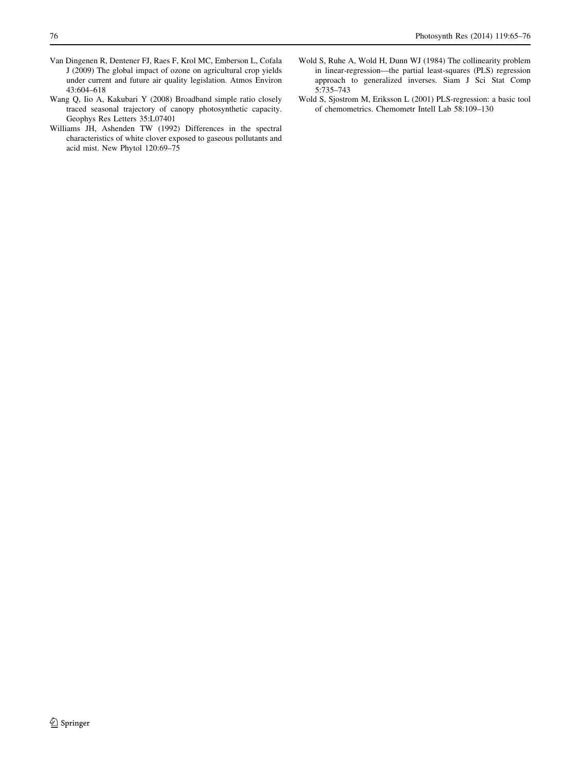Van Dingenen R, Dentener FJ, Raes F, Krol MC, Emberson L, Cofala J (2009) The global impact of ozone on agricultural crop yields under current and future air quality legislation. Atmos Environ 43:604–618

Wang Q, Iio A, Kakubari Y (2008) Broadband simple ratio closely traced seasonal trajectory of canopy photosynthetic capacity. Geophys Res Letters 35:L07401

Williams JH, Ashenden TW (1992) Differences in the spectral characteristics of white clover exposed to gaseous pollutants and acid mist. New Phytol 120:69–75

Wold S, Ruhe A, Wold H, Dunn WJ (1984) The collinearity problem in linear-regression—the partial least-squares (PLS) regression approach to generalized inverses. Siam J Sci Stat Comp 5:735–743

Wold S, Sjostrom M, Eriksson L (2001) PLS-regression: a basic tool of chemometrics. Chemometr Intell Lab 58:109–130